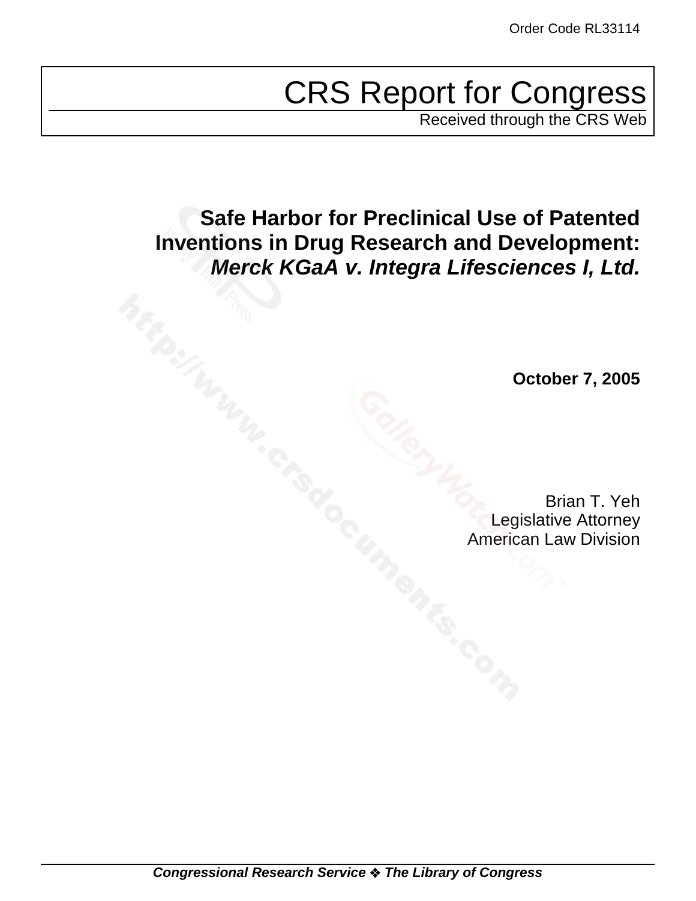Order Code RL33114

# CRS Report for Congress

Received through the CRS Web

## Safe Harbor for Preclinical Use of Patented Inventions in Drug Research and Development: *Merck KGaA v. Integra Lifesciences I, Ltd.*

**October 7, 2005**

Brian T. Yeh
Legislative Attorney
American Law Division

***Congressional Research Service ❖ The Library of Congress***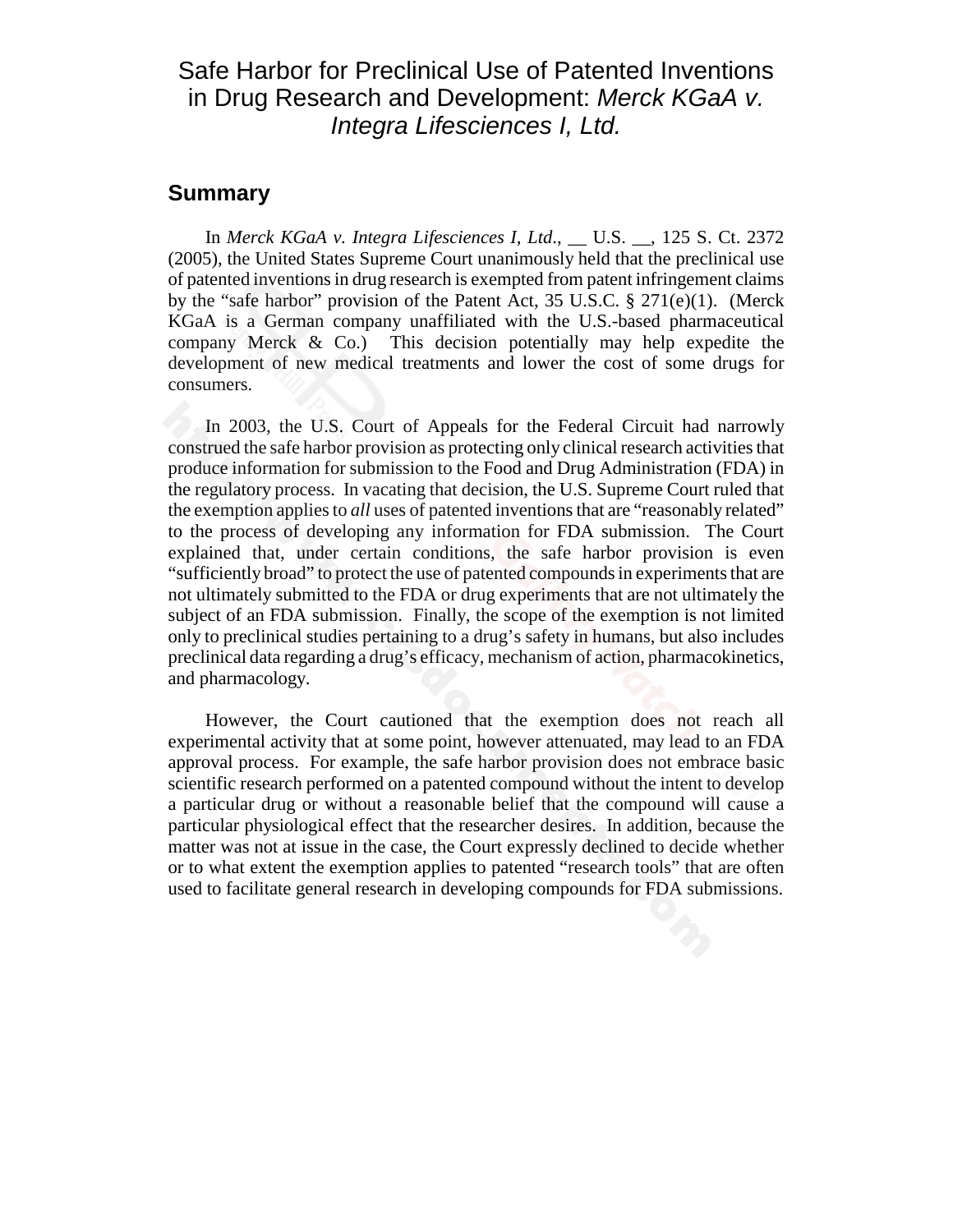# Safe Harbor for Preclinical Use of Patented Inventions in Drug Research and Development: *Merck KGaA v. Integra Lifesciences I, Ltd.*

## Summary

In *Merck KGaA v. Integra Lifesciences I, Ltd.*, __ U.S. __, 125 S. Ct. 2372 (2005), the United States Supreme Court unanimously held that the preclinical use of patented inventions in drug research is exempted from patent infringement claims by the "safe harbor" provision of the Patent Act, 35 U.S.C. § 271(e)(1). (Merck KGaA is a German company unaffiliated with the U.S.-based pharmaceutical company Merck & Co.) This decision potentially may help expedite the development of new medical treatments and lower the cost of some drugs for consumers.

In 2003, the U.S. Court of Appeals for the Federal Circuit had narrowly construed the safe harbor provision as protecting only clinical research activities that produce information for submission to the Food and Drug Administration (FDA) in the regulatory process. In vacating that decision, the U.S. Supreme Court ruled that the exemption applies to *all* uses of patented inventions that are "reasonably related" to the process of developing any information for FDA submission. The Court explained that, under certain conditions, the safe harbor provision is even "sufficiently broad" to protect the use of patented compounds in experiments that are not ultimately submitted to the FDA or drug experiments that are not ultimately the subject of an FDA submission. Finally, the scope of the exemption is not limited only to preclinical studies pertaining to a drug's safety in humans, but also includes preclinical data regarding a drug's efficacy, mechanism of action, pharmacokinetics, and pharmacology.

However, the Court cautioned that the exemption does not reach all experimental activity that at some point, however attenuated, may lead to an FDA approval process. For example, the safe harbor provision does not embrace basic scientific research performed on a patented compound without the intent to develop a particular drug or without a reasonable belief that the compound will cause a particular physiological effect that the researcher desires. In addition, because the matter was not at issue in the case, the Court expressly declined to decide whether or to what extent the exemption applies to patented "research tools" that are often used to facilitate general research in developing compounds for FDA submissions.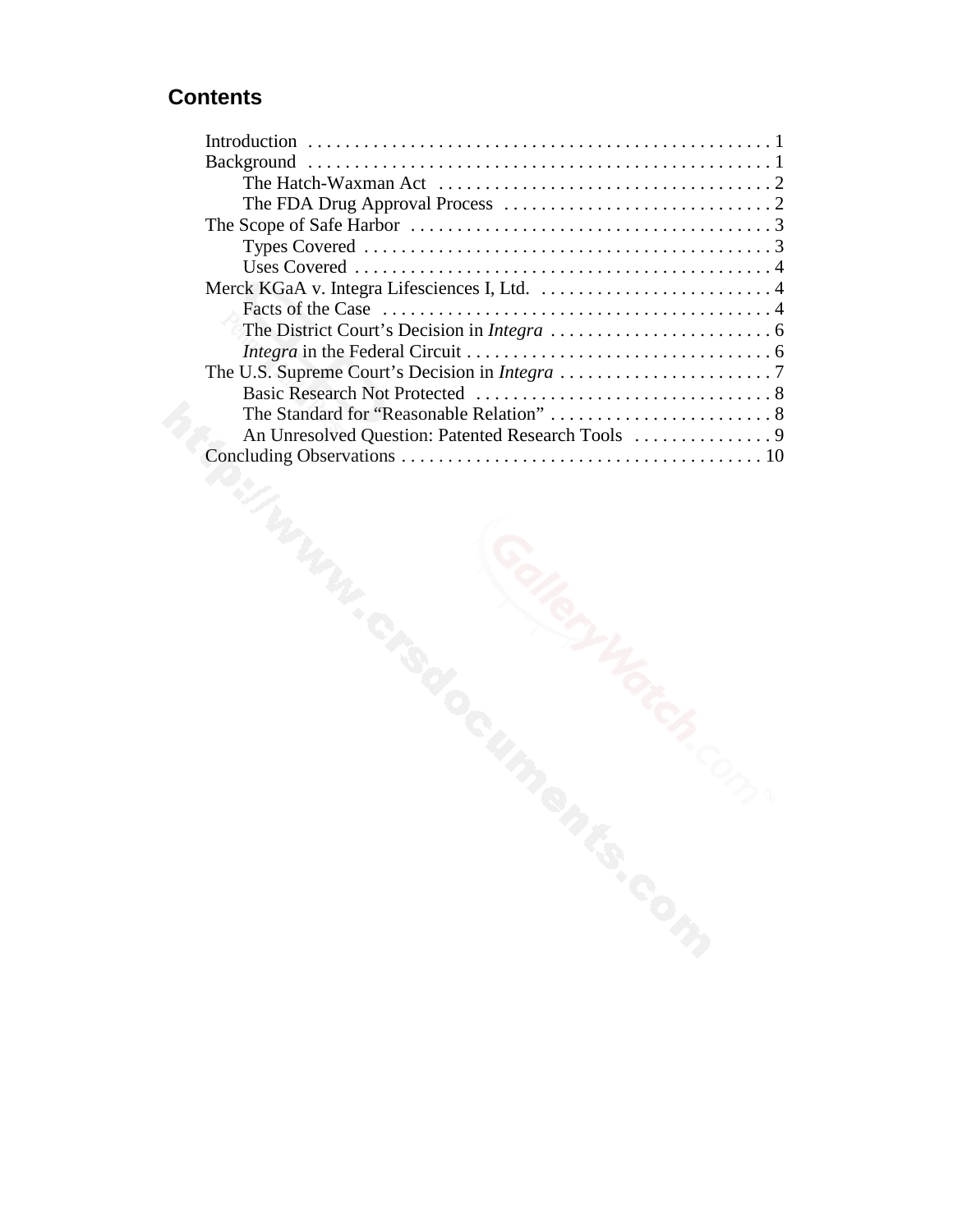## Contents

- Introduction . . . . . . . . . . . . . . . . . . . . . . . . . . . . . . . . . . . . . . . . . . . . . . . . . . . 1
- Background . . . . . . . . . . . . . . . . . . . . . . . . . . . . . . . . . . . . . . . . . . . . . . . . . . . 1
  - The Hatch-Waxman Act . . . . . . . . . . . . . . . . . . . . . . . . . . . . . . . . . . . . 2
  - The FDA Drug Approval Process . . . . . . . . . . . . . . . . . . . . . . . . . . . . . . 2
- The Scope of Safe Harbor . . . . . . . . . . . . . . . . . . . . . . . . . . . . . . . . . . . . . . . . 3
  - Types Covered . . . . . . . . . . . . . . . . . . . . . . . . . . . . . . . . . . . . . . . . . . . . 3
  - Uses Covered . . . . . . . . . . . . . . . . . . . . . . . . . . . . . . . . . . . . . . . . . . . . . 4
- Merck KGaA v. Integra Lifesciences I, Ltd. . . . . . . . . . . . . . . . . . . . . . . . . . . 4
  - Facts of the Case . . . . . . . . . . . . . . . . . . . . . . . . . . . . . . . . . . . . . . . . . . 4
  - The District Court's Decision in *Integra* . . . . . . . . . . . . . . . . . . . . . . . . . 6
  - *Integra* in the Federal Circuit . . . . . . . . . . . . . . . . . . . . . . . . . . . . . . . . . 6
- The U.S. Supreme Court's Decision in *Integra* . . . . . . . . . . . . . . . . . . . . . . . 7
  - Basic Research Not Protected . . . . . . . . . . . . . . . . . . . . . . . . . . . . . . . . . 8
  - The Standard for "Reasonable Relation" . . . . . . . . . . . . . . . . . . . . . . . . . 8
  - An Unresolved Question: Patented Research Tools . . . . . . . . . . . . . . . 9
- Concluding Observations . . . . . . . . . . . . . . . . . . . . . . . . . . . . . . . . . . . . . . . 10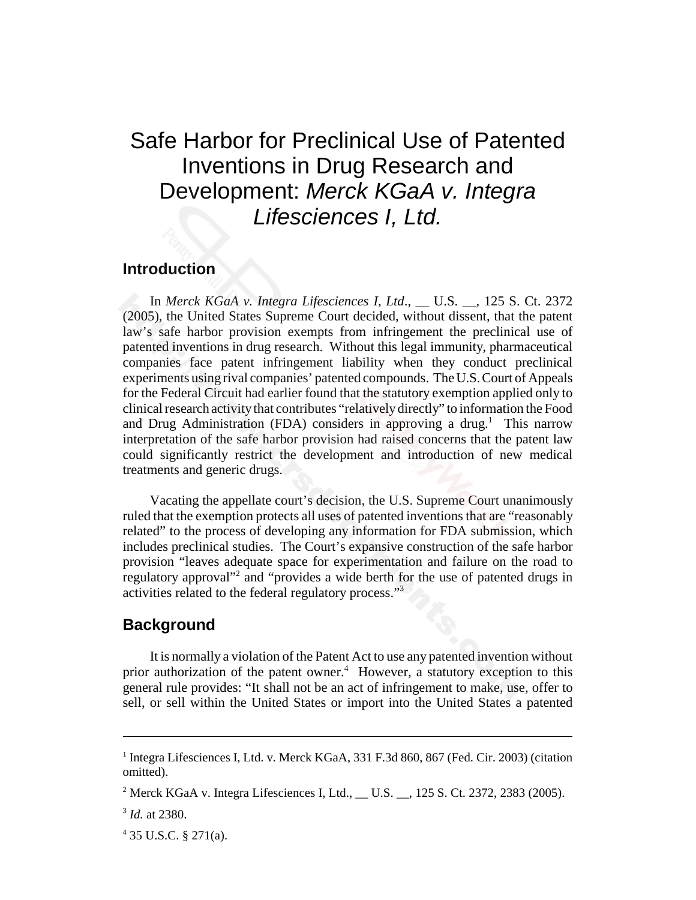# Safe Harbor for Preclinical Use of Patented Inventions in Drug Research and Development: *Merck KGaA v. Integra Lifesciences I, Ltd.*

## Introduction

In *Merck KGaA v. Integra Lifesciences I, Ltd.*, __ U.S. __, 125 S. Ct. 2372 (2005), the United States Supreme Court decided, without dissent, that the patent law's safe harbor provision exempts from infringement the preclinical use of patented inventions in drug research. Without this legal immunity, pharmaceutical companies face patent infringement liability when they conduct preclinical experiments using rival companies' patented compounds. The U.S. Court of Appeals for the Federal Circuit had earlier found that the statutory exemption applied only to clinical research activity that contributes "relatively directly" to information the Food and Drug Administration (FDA) considers in approving a drug.[1] This narrow interpretation of the safe harbor provision had raised concerns that the patent law could significantly restrict the development and introduction of new medical treatments and generic drugs.

Vacating the appellate court's decision, the U.S. Supreme Court unanimously ruled that the exemption protects all uses of patented inventions that are "reasonably related" to the process of developing any information for FDA submission, which includes preclinical studies. The Court's expansive construction of the safe harbor provision "leaves adequate space for experimentation and failure on the road to regulatory approval"[2] and "provides a wide berth for the use of patented drugs in activities related to the federal regulatory process."[3]

## Background

It is normally a violation of the Patent Act to use any patented invention without prior authorization of the patent owner.[4] However, a statutory exception to this general rule provides: "It shall not be an act of infringement to make, use, offer to sell, or sell within the United States or import into the United States a patented

---

[1] Integra Lifesciences I, Ltd. v. Merck KGaA, 331 F.3d 860, 867 (Fed. Cir. 2003) (citation omitted).

[2] Merck KGaA v. Integra Lifesciences I, Ltd., __ U.S. __, 125 S. Ct. 2372, 2383 (2005).

[3] *Id.* at 2380.

[4] 35 U.S.C. § 271(a).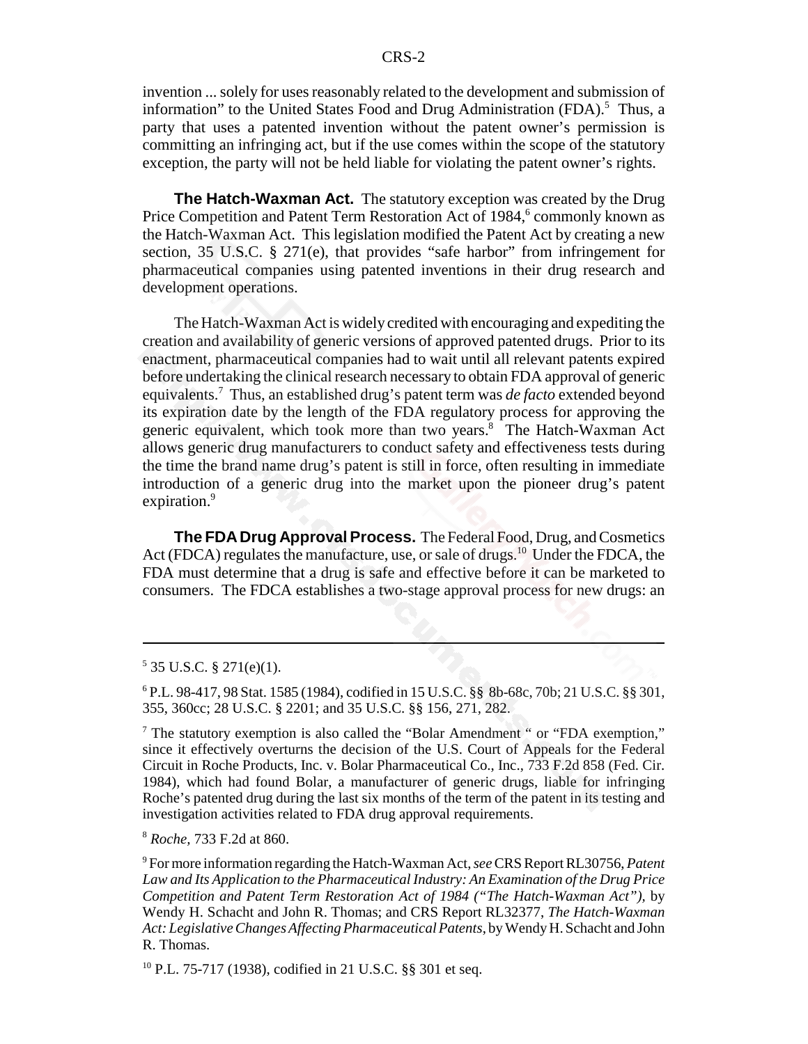invention ... solely for uses reasonably related to the development and submission of information" to the United States Food and Drug Administration (FDA).[5] Thus, a party that uses a patented invention without the patent owner's permission is committing an infringing act, but if the use comes within the scope of the statutory exception, the party will not be held liable for violating the patent owner's rights.

**The Hatch-Waxman Act.** The statutory exception was created by the Drug Price Competition and Patent Term Restoration Act of 1984,[6] commonly known as the Hatch-Waxman Act. This legislation modified the Patent Act by creating a new section, 35 U.S.C. § 271(e), that provides "safe harbor" from infringement for pharmaceutical companies using patented inventions in their drug research and development operations.

The Hatch-Waxman Act is widely credited with encouraging and expediting the creation and availability of generic versions of approved patented drugs. Prior to its enactment, pharmaceutical companies had to wait until all relevant patents expired before undertaking the clinical research necessary to obtain FDA approval of generic equivalents.[7] Thus, an established drug's patent term was *de facto* extended beyond its expiration date by the length of the FDA regulatory process for approving the generic equivalent, which took more than two years.[8] The Hatch-Waxman Act allows generic drug manufacturers to conduct safety and effectiveness tests during the time the brand name drug's patent is still in force, often resulting in immediate introduction of a generic drug into the market upon the pioneer drug's patent expiration.[9]

**The FDA Drug Approval Process.** The Federal Food, Drug, and Cosmetics Act (FDCA) regulates the manufacture, use, or sale of drugs.[10] Under the FDCA, the FDA must determine that a drug is safe and effective before it can be marketed to consumers. The FDCA establishes a two-stage approval process for new drugs: an

---

[5] 35 U.S.C. § 271(e)(1).

[6] P.L. 98-417, 98 Stat. 1585 (1984), codified in 15 U.S.C. §§ 8b-68c, 70b; 21 U.S.C. §§ 301, 355, 360cc; 28 U.S.C. § 2201; and 35 U.S.C. §§ 156, 271, 282.

[7] The statutory exemption is also called the "Bolar Amendment " or "FDA exemption," since it effectively overturns the decision of the U.S. Court of Appeals for the Federal Circuit in Roche Products, Inc. v. Bolar Pharmaceutical Co., Inc., 733 F.2d 858 (Fed. Cir. 1984), which had found Bolar, a manufacturer of generic drugs, liable for infringing Roche's patented drug during the last six months of the term of the patent in its testing and investigation activities related to FDA drug approval requirements.

[8] *Roche,* 733 F.2d at 860.

[9] For more information regarding the Hatch-Waxman Act, *see* CRS Report RL30756, *Patent Law and Its Application to the Pharmaceutical Industry: An Examination of the Drug Price Competition and Patent Term Restoration Act of 1984 ("The Hatch-Waxman Act"),* by Wendy H. Schacht and John R. Thomas; and CRS Report RL32377, *The Hatch-Waxman Act: Legislative Changes Affecting Pharmaceutical Patents*, by Wendy H. Schacht and John R. Thomas.

[10] P.L. 75-717 (1938), codified in 21 U.S.C. §§ 301 et seq.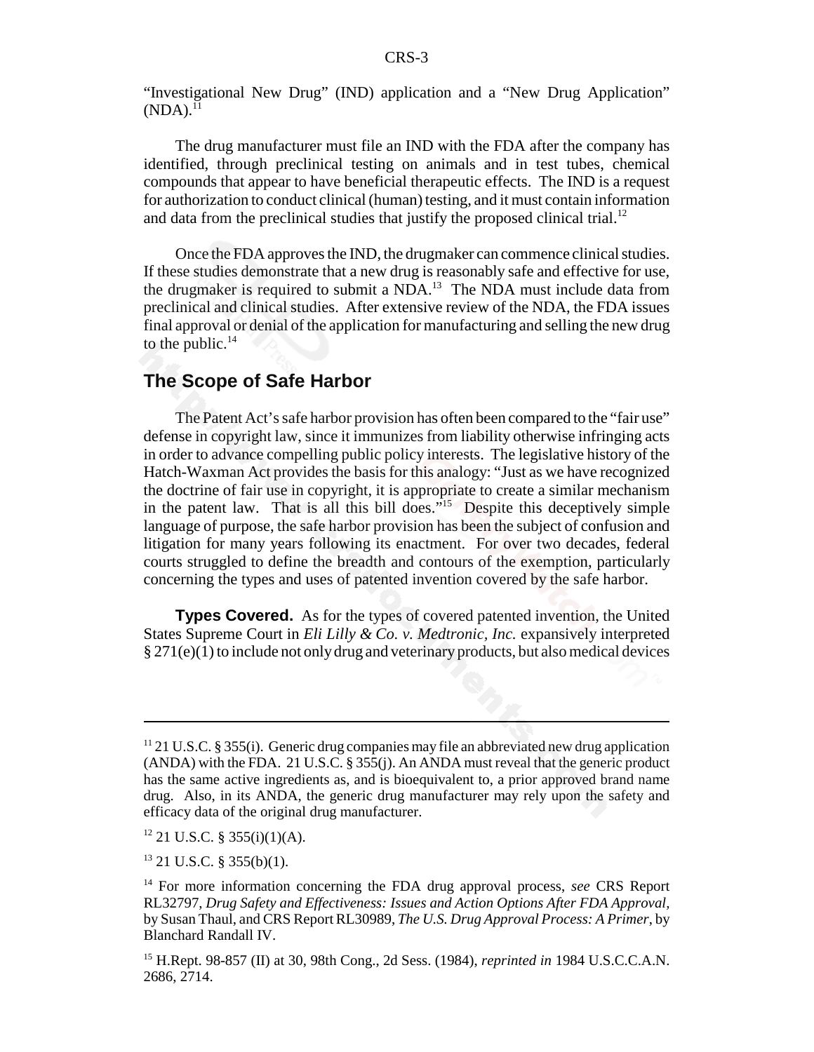"Investigational New Drug" (IND) application and a "New Drug Application" (NDA).[11]

The drug manufacturer must file an IND with the FDA after the company has identified, through preclinical testing on animals and in test tubes, chemical compounds that appear to have beneficial therapeutic effects. The IND is a request for authorization to conduct clinical (human) testing, and it must contain information and data from the preclinical studies that justify the proposed clinical trial.[12]

Once the FDA approves the IND, the drugmaker can commence clinical studies. If these studies demonstrate that a new drug is reasonably safe and effective for use, the drugmaker is required to submit a NDA.[13] The NDA must include data from preclinical and clinical studies. After extensive review of the NDA, the FDA issues final approval or denial of the application for manufacturing and selling the new drug to the public.[14]

## The Scope of Safe Harbor

The Patent Act's safe harbor provision has often been compared to the "fair use" defense in copyright law, since it immunizes from liability otherwise infringing acts in order to advance compelling public policy interests. The legislative history of the Hatch-Waxman Act provides the basis for this analogy: "Just as we have recognized the doctrine of fair use in copyright, it is appropriate to create a similar mechanism in the patent law. That is all this bill does."[15] Despite this deceptively simple language of purpose, the safe harbor provision has been the subject of confusion and litigation for many years following its enactment. For over two decades, federal courts struggled to define the breadth and contours of the exemption, particularly concerning the types and uses of patented invention covered by the safe harbor.

**Types Covered.** As for the types of covered patented invention, the United States Supreme Court in *Eli Lilly & Co. v. Medtronic, Inc.* expansively interpreted § 271(e)(1) to include not only drug and veterinary products, but also medical devices

---

[11] 21 U.S.C. § 355(i). Generic drug companies may file an abbreviated new drug application (ANDA) with the FDA. 21 U.S.C. § 355(j). An ANDA must reveal that the generic product has the same active ingredients as, and is bioequivalent to, a prior approved brand name drug. Also, in its ANDA, the generic drug manufacturer may rely upon the safety and efficacy data of the original drug manufacturer.

[12] 21 U.S.C. § 355(i)(1)(A).

[13] 21 U.S.C. § 355(b)(1).

[14] For more information concerning the FDA drug approval process, *see* CRS Report RL32797, *Drug Safety and Effectiveness: Issues and Action Options After FDA Approval*, by Susan Thaul, and CRS Report RL30989, *The U.S. Drug Approval Process: A Primer*, by Blanchard Randall IV.

[15] H.Rept. 98-857 (II) at 30, 98th Cong., 2d Sess. (1984), *reprinted in* 1984 U.S.C.C.A.N. 2686, 2714.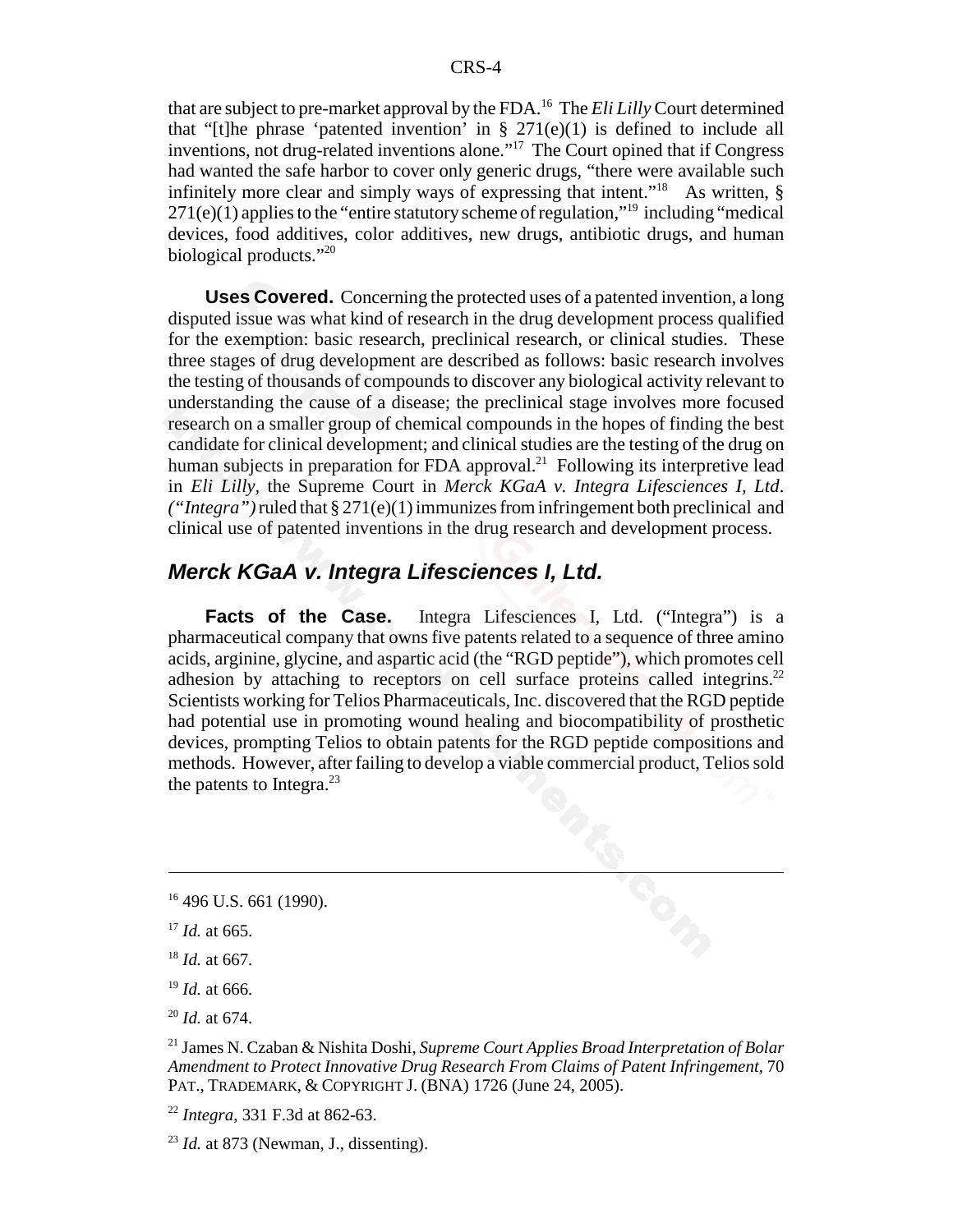that are subject to pre-market approval by the FDA.[16] The *Eli Lilly* Court determined that "[t]he phrase 'patented invention' in § 271(e)(1) is defined to include all inventions, not drug-related inventions alone."[17] The Court opined that if Congress had wanted the safe harbor to cover only generic drugs, "there were available such infinitely more clear and simply ways of expressing that intent."[18] As written, § 271(e)(1) applies to the "entire statutory scheme of regulation,"[19] including "medical devices, food additives, color additives, new drugs, antibiotic drugs, and human biological products."[20]

**Uses Covered.** Concerning the protected uses of a patented invention, a long disputed issue was what kind of research in the drug development process qualified for the exemption: basic research, preclinical research, or clinical studies. These three stages of drug development are described as follows: basic research involves the testing of thousands of compounds to discover any biological activity relevant to understanding the cause of a disease; the preclinical stage involves more focused research on a smaller group of chemical compounds in the hopes of finding the best candidate for clinical development; and clinical studies are the testing of the drug on human subjects in preparation for FDA approval.[21] Following its interpretive lead in *Eli Lilly,* the Supreme Court in *Merck KGaA v. Integra Lifesciences I, Ltd. ("Integra")* ruled that § 271(e)(1) immunizes from infringement both preclinical and clinical use of patented inventions in the drug research and development process.

## *Merck KGaA v. Integra Lifesciences I, Ltd.*

**Facts of the Case.** Integra Lifesciences I, Ltd. ("Integra") is a pharmaceutical company that owns five patents related to a sequence of three amino acids, arginine, glycine, and aspartic acid (the "RGD peptide"), which promotes cell adhesion by attaching to receptors on cell surface proteins called integrins.[22] Scientists working for Telios Pharmaceuticals, Inc. discovered that the RGD peptide had potential use in promoting wound healing and biocompatibility of prosthetic devices, prompting Telios to obtain patents for the RGD peptide compositions and methods. However, after failing to develop a viable commercial product, Telios sold the patents to Integra.[23]

---

[16] 496 U.S. 661 (1990).

[17] *Id.* at 665.

[18] *Id.* at 667.

[19] *Id.* at 666.

[20] *Id.* at 674.

[21] James N. Czaban & Nishita Doshi, *Supreme Court Applies Broad Interpretation of Bolar Amendment to Protect Innovative Drug Research From Claims of Patent Infringement*, 70 PAT., TRADEMARK, & COPYRIGHT J. (BNA) 1726 (June 24, 2005).

[22] *Integra*, 331 F.3d at 862-63.

[23] *Id.* at 873 (Newman, J., dissenting).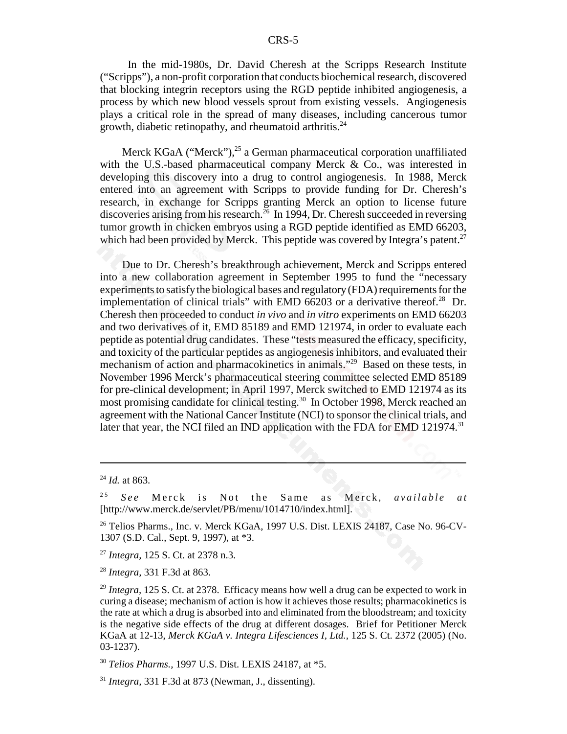In the mid-1980s, Dr. David Cheresh at the Scripps Research Institute ("Scripps"), a non-profit corporation that conducts biochemical research, discovered that blocking integrin receptors using the RGD peptide inhibited angiogenesis, a process by which new blood vessels sprout from existing vessels. Angiogenesis plays a critical role in the spread of many diseases, including cancerous tumor growth, diabetic retinopathy, and rheumatoid arthritis.[24]

Merck KGaA ("Merck"),[25] a German pharmaceutical corporation unaffiliated with the U.S.-based pharmaceutical company Merck & Co., was interested in developing this discovery into a drug to control angiogenesis. In 1988, Merck entered into an agreement with Scripps to provide funding for Dr. Cheresh's research, in exchange for Scripps granting Merck an option to license future discoveries arising from his research.[26] In 1994, Dr. Cheresh succeeded in reversing tumor growth in chicken embryos using a RGD peptide identified as EMD 66203, which had been provided by Merck. This peptide was covered by Integra's patent.[27]

Due to Dr. Cheresh's breakthrough achievement, Merck and Scripps entered into a new collaboration agreement in September 1995 to fund the "necessary experiments to satisfy the biological bases and regulatory (FDA) requirements for the implementation of clinical trials" with EMD 66203 or a derivative thereof.[28] Dr. Cheresh then proceeded to conduct *in vivo* and *in vitro* experiments on EMD 66203 and two derivatives of it, EMD 85189 and EMD 121974, in order to evaluate each peptide as potential drug candidates. These "tests measured the efficacy, specificity, and toxicity of the particular peptides as angiogenesis inhibitors, and evaluated their mechanism of action and pharmacokinetics in animals."[29] Based on these tests, in November 1996 Merck's pharmaceutical steering committee selected EMD 85189 for pre-clinical development; in April 1997, Merck switched to EMD 121974 as its most promising candidate for clinical testing.[30] In October 1998, Merck reached an agreement with the National Cancer Institute (NCI) to sponsor the clinical trials, and later that year, the NCI filed an IND application with the FDA for EMD 121974.[31]

---

[24] *Id.* at 863.

[25] *See* Merck is Not the Same as Merck, *available at* [http://www.merck.de/servlet/PB/menu/1014710/index.html].

[26] Telios Pharms., Inc. v. Merck KGaA, 1997 U.S. Dist. LEXIS 24187, Case No. 96-CV-1307 (S.D. Cal., Sept. 9, 1997), at *3.

[27] *Integra,* 125 S. Ct. at 2378 n.3.

[28] *Integra,* 331 F.3d at 863.

[29] *Integra,* 125 S. Ct. at 2378. Efficacy means how well a drug can be expected to work in curing a disease; mechanism of action is how it achieves those results; pharmacokinetics is the rate at which a drug is absorbed into and eliminated from the bloodstream; and toxicity is the negative side effects of the drug at different dosages. Brief for Petitioner Merck KGaA at 12-13, *Merck KGaA v. Integra Lifesciences I, Ltd.,* 125 S. Ct. 2372 (2005) (No. 03-1237).

[30] *Telios Pharms.,* 1997 U.S. Dist. LEXIS 24187, at *5.

[31] *Integra,* 331 F.3d at 873 (Newman, J., dissenting).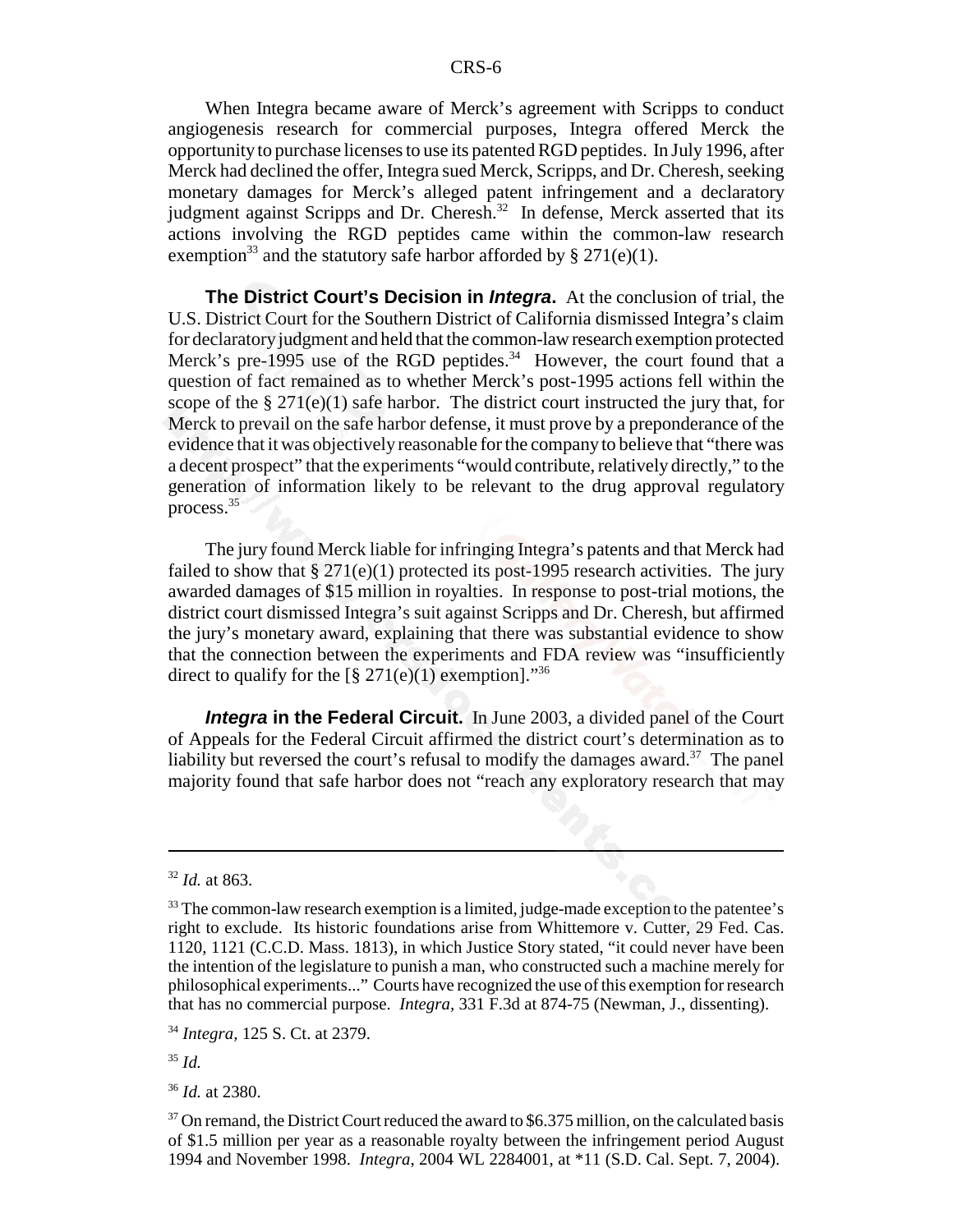When Integra became aware of Merck's agreement with Scripps to conduct angiogenesis research for commercial purposes, Integra offered Merck the opportunity to purchase licenses to use its patented RGD peptides. In July 1996, after Merck had declined the offer, Integra sued Merck, Scripps, and Dr. Cheresh, seeking monetary damages for Merck's alleged patent infringement and a declaratory judgment against Scripps and Dr. Cheresh.[32] In defense, Merck asserted that its actions involving the RGD peptides came within the common-law research exemption[33] and the statutory safe harbor afforded by § 271(e)(1).

**The District Court's Decision in *Integra*.** At the conclusion of trial, the U.S. District Court for the Southern District of California dismissed Integra's claim for declaratory judgment and held that the common-law research exemption protected Merck's pre-1995 use of the RGD peptides.[34] However, the court found that a question of fact remained as to whether Merck's post-1995 actions fell within the scope of the § 271(e)(1) safe harbor. The district court instructed the jury that, for Merck to prevail on the safe harbor defense, it must prove by a preponderance of the evidence that it was objectively reasonable for the company to believe that "there was a decent prospect" that the experiments "would contribute, relatively directly," to the generation of information likely to be relevant to the drug approval regulatory process.[35]

The jury found Merck liable for infringing Integra's patents and that Merck had failed to show that § 271(e)(1) protected its post-1995 research activities. The jury awarded damages of $15 million in royalties. In response to post-trial motions, the district court dismissed Integra's suit against Scripps and Dr. Cheresh, but affirmed the jury's monetary award, explaining that there was substantial evidence to show that the connection between the experiments and FDA review was "insufficiently direct to qualify for the [§ 271(e)(1) exemption]."[36]

***Integra* in the Federal Circuit.** In June 2003, a divided panel of the Court of Appeals for the Federal Circuit affirmed the district court's determination as to liability but reversed the court's refusal to modify the damages award.[37] The panel majority found that safe harbor does not "reach any exploratory research that may

---

[32] *Id.* at 863.

[33] The common-law research exemption is a limited, judge-made exception to the patentee's right to exclude. Its historic foundations arise from Whittemore v. Cutter, 29 Fed. Cas. 1120, 1121 (C.C.D. Mass. 1813), in which Justice Story stated, "it could never have been the intention of the legislature to punish a man, who constructed such a machine merely for philosophical experiments..." Courts have recognized the use of this exemption for research that has no commercial purpose. *Integra*, 331 F.3d at 874-75 (Newman, J., dissenting).

[34] *Integra,* 125 S. Ct. at 2379.

[35] *Id.*

[36] *Id.* at 2380.

[37] On remand, the District Court reduced the award to $6.375 million, on the calculated basis of $1.5 million per year as a reasonable royalty between the infringement period August 1994 and November 1998. *Integra*, 2004 WL 2284001, at *11 (S.D. Cal. Sept. 7, 2004).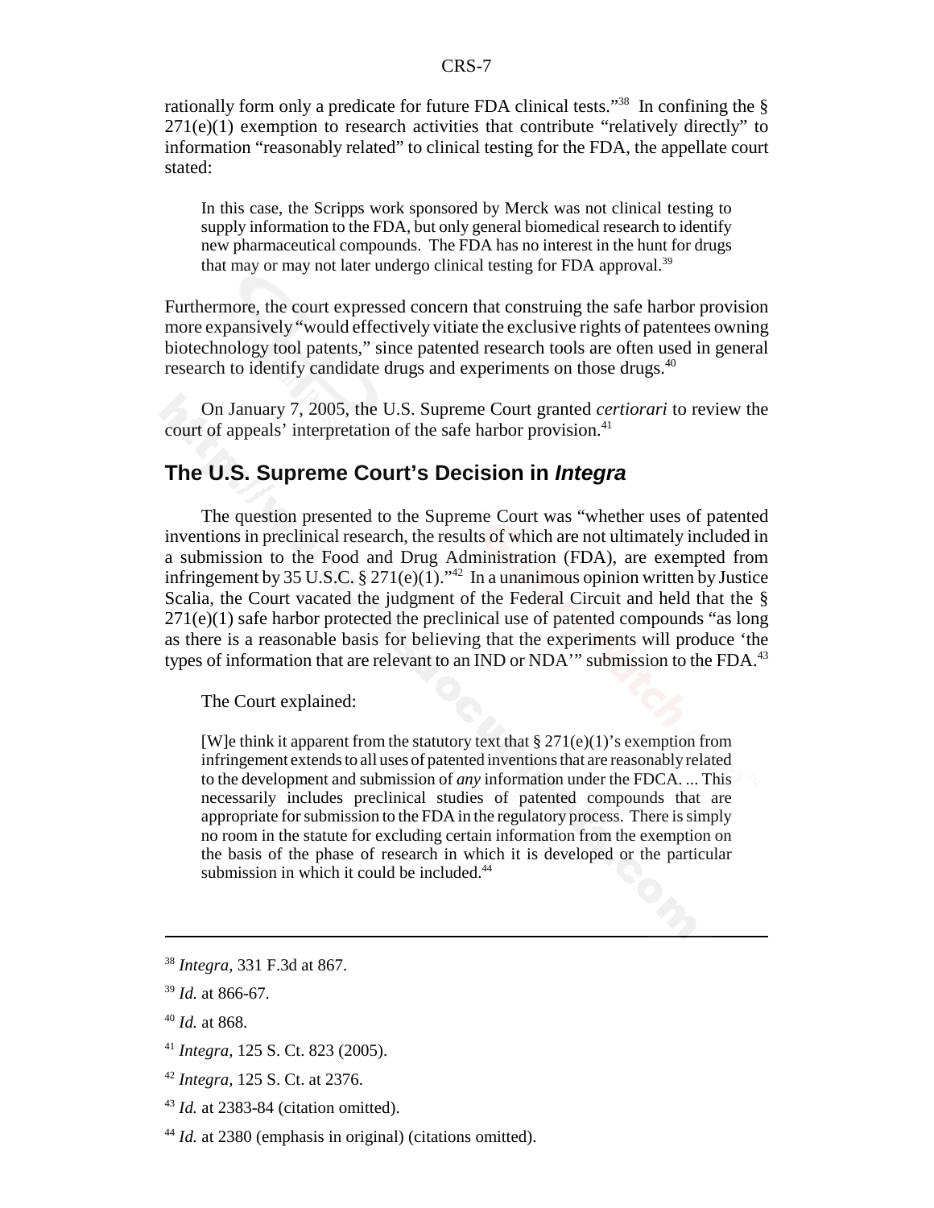rationally form only a predicate for future FDA clinical tests."[38] In confining the § 271(e)(1) exemption to research activities that contribute "relatively directly" to information "reasonably related" to clinical testing for the FDA, the appellate court stated:

> In this case, the Scripps work sponsored by Merck was not clinical testing to supply information to the FDA, but only general biomedical research to identify new pharmaceutical compounds. The FDA has no interest in the hunt for drugs that may or may not later undergo clinical testing for FDA approval.[39]

Furthermore, the court expressed concern that construing the safe harbor provision more expansively "would effectively vitiate the exclusive rights of patentees owning biotechnology tool patents," since patented research tools are often used in general research to identify candidate drugs and experiments on those drugs.[40]

On January 7, 2005, the U.S. Supreme Court granted *certiorari* to review the court of appeals' interpretation of the safe harbor provision.[41]

## The U.S. Supreme Court's Decision in *Integra*

The question presented to the Supreme Court was "whether uses of patented inventions in preclinical research, the results of which are not ultimately included in a submission to the Food and Drug Administration (FDA), are exempted from infringement by 35 U.S.C. § 271(e)(1)."[42] In a unanimous opinion written by Justice Scalia, the Court vacated the judgment of the Federal Circuit and held that the § 271(e)(1) safe harbor protected the preclinical use of patented compounds "as long as there is a reasonable basis for believing that the experiments will produce 'the types of information that are relevant to an IND or NDA'" submission to the FDA.[43]

The Court explained:

> [W]e think it apparent from the statutory text that § 271(e)(1)'s exemption from infringement extends to all uses of patented inventions that are reasonably related to the development and submission of *any* information under the FDCA. ... This necessarily includes preclinical studies of patented compounds that are appropriate for submission to the FDA in the regulatory process. There is simply no room in the statute for excluding certain information from the exemption on the basis of the phase of research in which it is developed or the particular submission in which it could be included.[44]

---

[38] *Integra,* 331 F.3d at 867.

[39] *Id.* at 866-67.

[40] *Id.* at 868.

[41] *Integra,* 125 S. Ct. 823 (2005).

[42] *Integra,* 125 S. Ct. at 2376.

[43] *Id.* at 2383-84 (citation omitted).

[44] *Id.* at 2380 (emphasis in original) (citations omitted).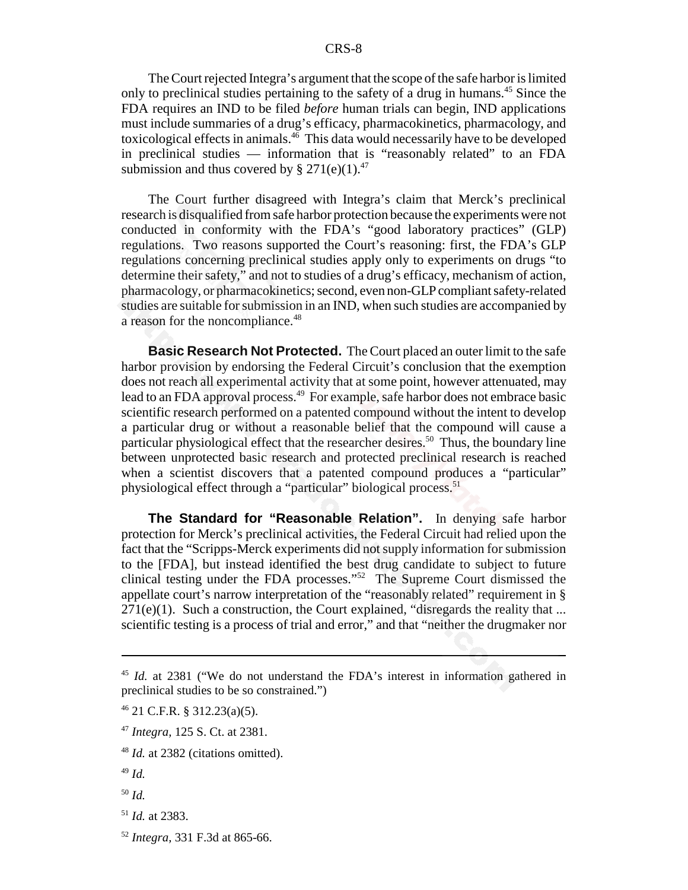The Court rejected Integra's argument that the scope of the safe harbor is limited only to preclinical studies pertaining to the safety of a drug in humans.[45] Since the FDA requires an IND to be filed *before* human trials can begin, IND applications must include summaries of a drug's efficacy, pharmacokinetics, pharmacology, and toxicological effects in animals.[46] This data would necessarily have to be developed in preclinical studies — information that is "reasonably related" to an FDA submission and thus covered by § 271(e)(1).[47]

The Court further disagreed with Integra's claim that Merck's preclinical research is disqualified from safe harbor protection because the experiments were not conducted in conformity with the FDA's "good laboratory practices" (GLP) regulations. Two reasons supported the Court's reasoning: first, the FDA's GLP regulations concerning preclinical studies apply only to experiments on drugs "to determine their safety," and not to studies of a drug's efficacy, mechanism of action, pharmacology, or pharmacokinetics; second, even non-GLP compliant safety-related studies are suitable for submission in an IND, when such studies are accompanied by a reason for the noncompliance.[48]

**Basic Research Not Protected.** The Court placed an outer limit to the safe harbor provision by endorsing the Federal Circuit's conclusion that the exemption does not reach all experimental activity that at some point, however attenuated, may lead to an FDA approval process.[49] For example, safe harbor does not embrace basic scientific research performed on a patented compound without the intent to develop a particular drug or without a reasonable belief that the compound will cause a particular physiological effect that the researcher desires.[50] Thus, the boundary line between unprotected basic research and protected preclinical research is reached when a scientist discovers that a patented compound produces a "particular" physiological effect through a "particular" biological process.[51]

**The Standard for "Reasonable Relation".** In denying safe harbor protection for Merck's preclinical activities, the Federal Circuit had relied upon the fact that the "Scripps-Merck experiments did not supply information for submission to the [FDA], but instead identified the best drug candidate to subject to future clinical testing under the FDA processes."[52] The Supreme Court dismissed the appellate court's narrow interpretation of the "reasonably related" requirement in § 271(e)(1). Such a construction, the Court explained, "disregards the reality that ... scientific testing is a process of trial and error," and that "neither the drugmaker nor

---

[45] *Id.* at 2381 ("We do not understand the FDA's interest in information gathered in preclinical studies to be so constrained.")

[46] 21 C.F.R. § 312.23(a)(5).

[47] *Integra,* 125 S. Ct. at 2381.

[48] *Id.* at 2382 (citations omitted).

[49] *Id.*

[50] *Id.*

[51] *Id.* at 2383.

[52] *Integra,* 331 F.3d at 865-66.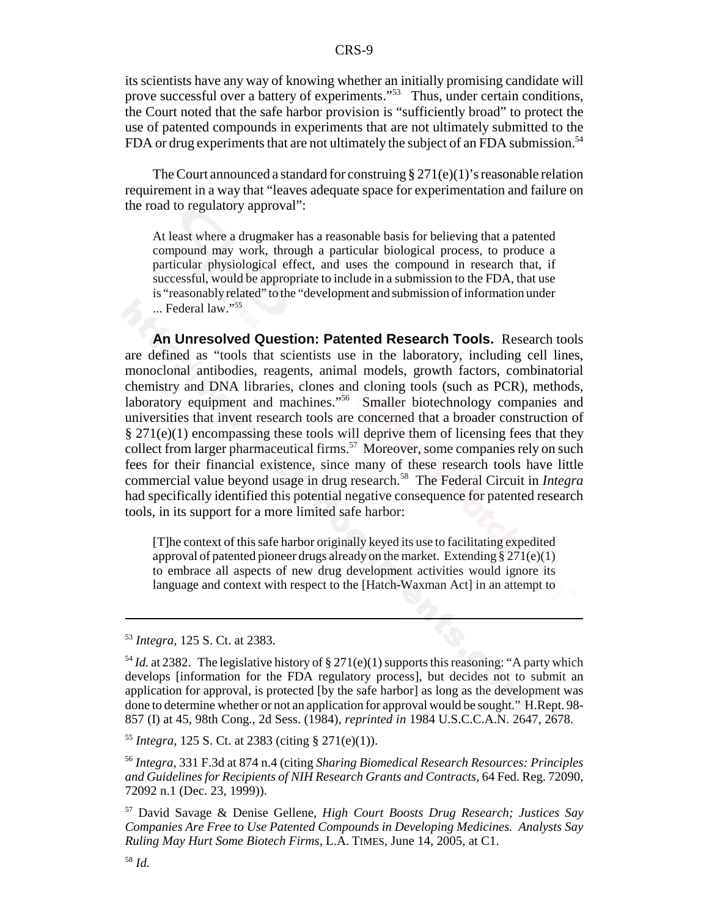its scientists have any way of knowing whether an initially promising candidate will prove successful over a battery of experiments."[53] Thus, under certain conditions, the Court noted that the safe harbor provision is "sufficiently broad" to protect the use of patented compounds in experiments that are not ultimately submitted to the FDA or drug experiments that are not ultimately the subject of an FDA submission.[54]

The Court announced a standard for construing § 271(e)(1)'s reasonable relation requirement in a way that "leaves adequate space for experimentation and failure on the road to regulatory approval":

> At least where a drugmaker has a reasonable basis for believing that a patented compound may work, through a particular biological process, to produce a particular physiological effect, and uses the compound in research that, if successful, would be appropriate to include in a submission to the FDA, that use is "reasonably related" to the "development and submission of information under ... Federal law."[55]

**An Unresolved Question: Patented Research Tools.** Research tools are defined as "tools that scientists use in the laboratory, including cell lines, monoclonal antibodies, reagents, animal models, growth factors, combinatorial chemistry and DNA libraries, clones and cloning tools (such as PCR), methods, laboratory equipment and machines."[56] Smaller biotechnology companies and universities that invent research tools are concerned that a broader construction of § 271(e)(1) encompassing these tools will deprive them of licensing fees that they collect from larger pharmaceutical firms.[57] Moreover, some companies rely on such fees for their financial existence, since many of these research tools have little commercial value beyond usage in drug research.[58] The Federal Circuit in *Integra* had specifically identified this potential negative consequence for patented research tools, in its support for a more limited safe harbor:

> [T]he context of this safe harbor originally keyed its use to facilitating expedited approval of patented pioneer drugs already on the market. Extending § 271(e)(1) to embrace all aspects of new drug development activities would ignore its language and context with respect to the [Hatch-Waxman Act] in an attempt to

---

[53] *Integra*, 125 S. Ct. at 2383.

[54] *Id.* at 2382. The legislative history of § 271(e)(1) supports this reasoning: "A party which develops [information for the FDA regulatory process], but decides not to submit an application for approval, is protected [by the safe harbor] as long as the development was done to determine whether or not an application for approval would be sought." H.Rept. 98-857 (I) at 45, 98th Cong., 2d Sess. (1984), *reprinted in* 1984 U.S.C.C.A.N. 2647, 2678.

[55] *Integra*, 125 S. Ct. at 2383 (citing § 271(e)(1)).

[56] *Integra*, 331 F.3d at 874 n.4 (citing *Sharing Biomedical Research Resources: Principles and Guidelines for Recipients of NIH Research Grants and Contracts*, 64 Fed. Reg. 72090, 72092 n.1 (Dec. 23, 1999)).

[57] David Savage & Denise Gellene, *High Court Boosts Drug Research; Justices Say Companies Are Free to Use Patented Compounds in Developing Medicines. Analysts Say Ruling May Hurt Some Biotech Firms*, L.A. TIMES, June 14, 2005, at C1.

[58] *Id.*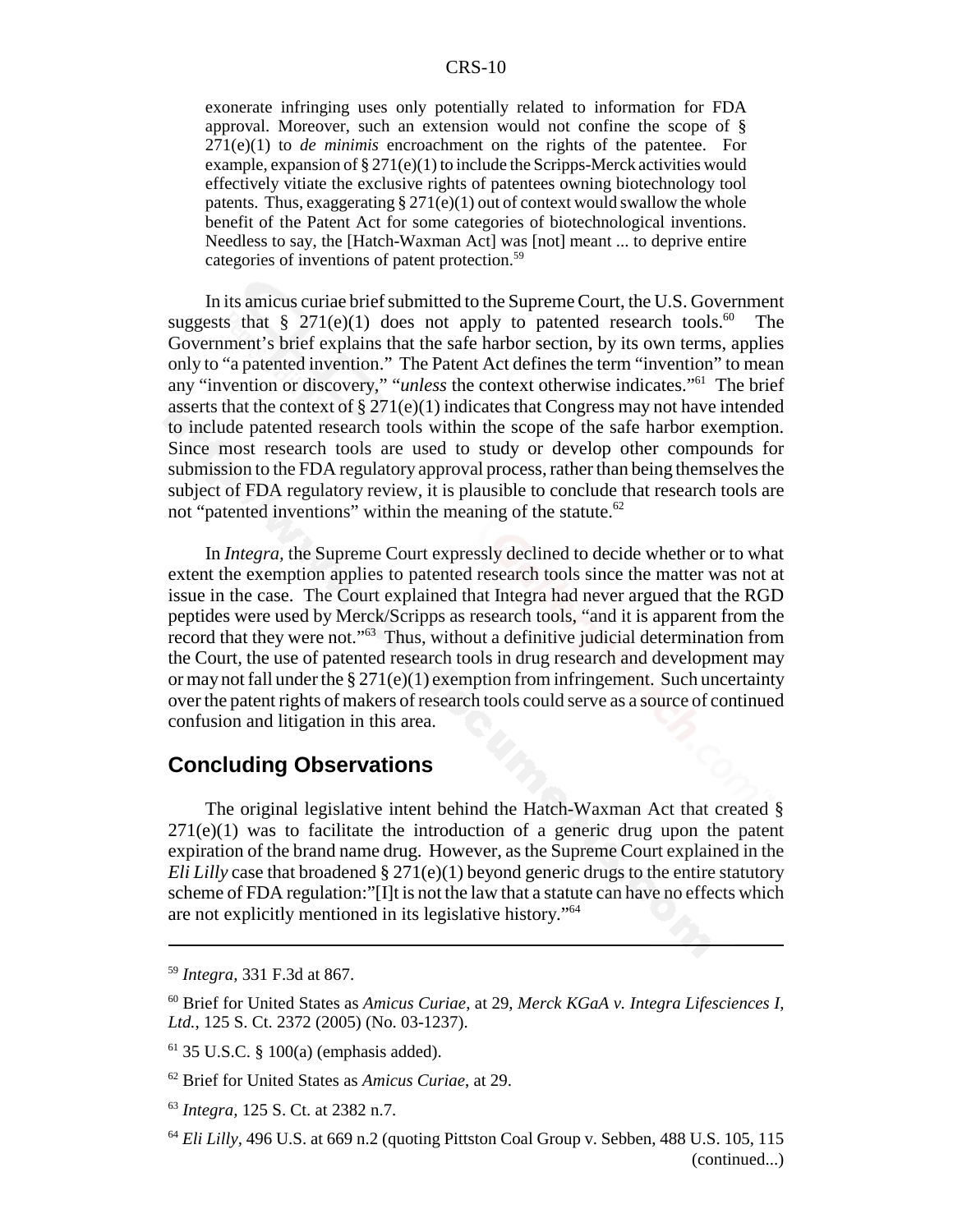exonerate infringing uses only potentially related to information for FDA approval. Moreover, such an extension would not confine the scope of § 271(e)(1) to *de minimis* encroachment on the rights of the patentee. For example, expansion of § 271(e)(1) to include the Scripps-Merck activities would effectively vitiate the exclusive rights of patentees owning biotechnology tool patents. Thus, exaggerating § 271(e)(1) out of context would swallow the whole benefit of the Patent Act for some categories of biotechnological inventions. Needless to say, the [Hatch-Waxman Act] was [not] meant ... to deprive entire categories of inventions of patent protection.[59]

In its amicus curiae brief submitted to the Supreme Court, the U.S. Government suggests that § 271(e)(1) does not apply to patented research tools.[60] The Government's brief explains that the safe harbor section, by its own terms, applies only to "a patented invention." The Patent Act defines the term "invention" to mean any "invention or discovery," "*unless* the context otherwise indicates."[61] The brief asserts that the context of § 271(e)(1) indicates that Congress may not have intended to include patented research tools within the scope of the safe harbor exemption. Since most research tools are used to study or develop other compounds for submission to the FDA regulatory approval process, rather than being themselves the subject of FDA regulatory review, it is plausible to conclude that research tools are not "patented inventions" within the meaning of the statute.[62]

In *Integra,* the Supreme Court expressly declined to decide whether or to what extent the exemption applies to patented research tools since the matter was not at issue in the case. The Court explained that Integra had never argued that the RGD peptides were used by Merck/Scripps as research tools, "and it is apparent from the record that they were not."[63] Thus, without a definitive judicial determination from the Court, the use of patented research tools in drug research and development may or may not fall under the § 271(e)(1) exemption from infringement. Such uncertainty over the patent rights of makers of research tools could serve as a source of continued confusion and litigation in this area.

## Concluding Observations

The original legislative intent behind the Hatch-Waxman Act that created § 271(e)(1) was to facilitate the introduction of a generic drug upon the patent expiration of the brand name drug. However, as the Supreme Court explained in the *Eli Lilly* case that broadened § 271(e)(1) beyond generic drugs to the entire statutory scheme of FDA regulation:"[I]t is not the law that a statute can have no effects which are not explicitly mentioned in its legislative history."[64]

---

[59] *Integra,* 331 F.3d at 867.

[60] Brief for United States as *Amicus Curiae*, at 29, *Merck KGaA v. Integra Lifesciences I, Ltd.*, 125 S. Ct. 2372 (2005) (No. 03-1237).

[61] 35 U.S.C. § 100(a) (emphasis added).

[62] Brief for United States as *Amicus Curiae*, at 29.

[63] *Integra,* 125 S. Ct. at 2382 n.7.

[64] *Eli Lilly*, 496 U.S. at 669 n.2 (quoting Pittston Coal Group v. Sebben, 488 U.S. 105, 115 (continued...)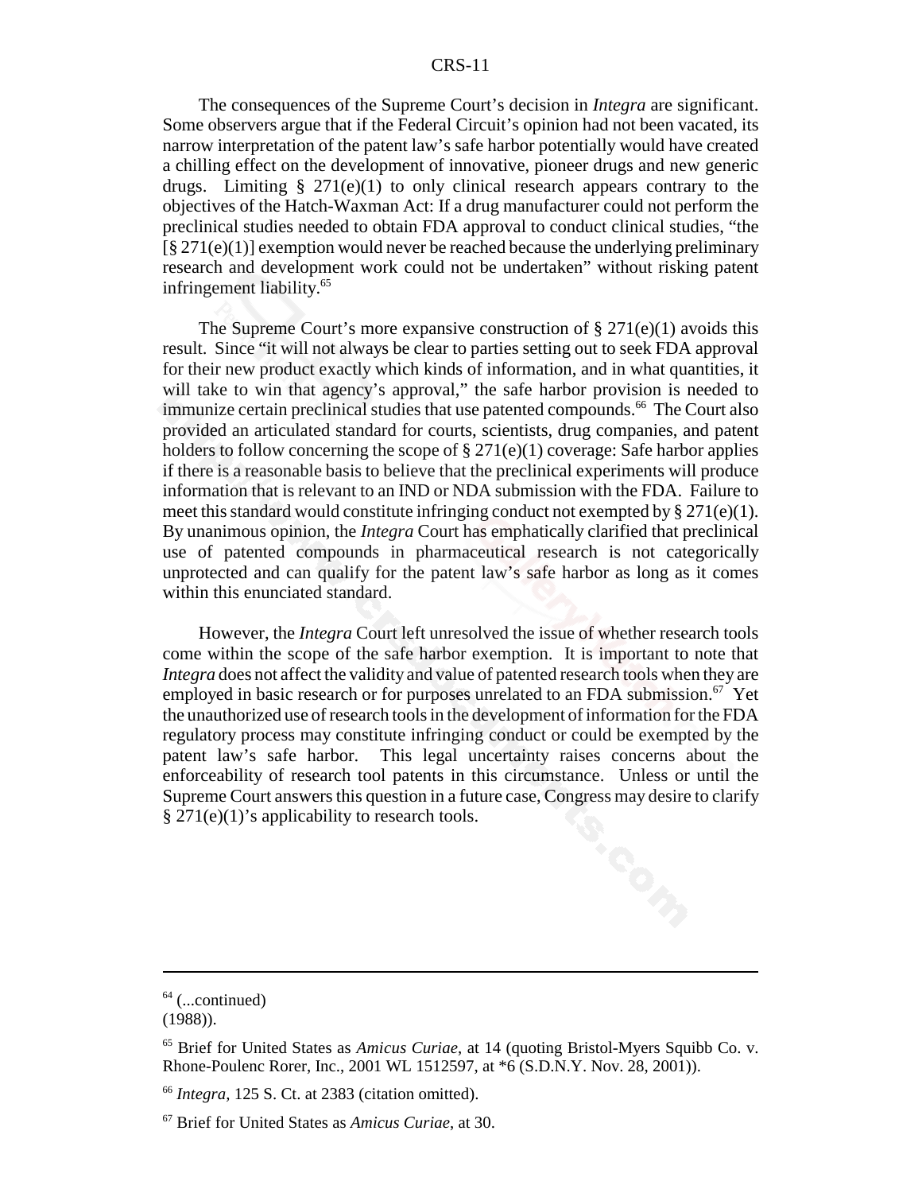The consequences of the Supreme Court's decision in *Integra* are significant. Some observers argue that if the Federal Circuit's opinion had not been vacated, its narrow interpretation of the patent law's safe harbor potentially would have created a chilling effect on the development of innovative, pioneer drugs and new generic drugs. Limiting § 271(e)(1) to only clinical research appears contrary to the objectives of the Hatch-Waxman Act: If a drug manufacturer could not perform the preclinical studies needed to obtain FDA approval to conduct clinical studies, "the [§ 271(e)(1)] exemption would never be reached because the underlying preliminary research and development work could not be undertaken" without risking patent infringement liability.[65]

The Supreme Court's more expansive construction of § 271(e)(1) avoids this result. Since "it will not always be clear to parties setting out to seek FDA approval for their new product exactly which kinds of information, and in what quantities, it will take to win that agency's approval," the safe harbor provision is needed to immunize certain preclinical studies that use patented compounds.[66] The Court also provided an articulated standard for courts, scientists, drug companies, and patent holders to follow concerning the scope of § 271(e)(1) coverage: Safe harbor applies if there is a reasonable basis to believe that the preclinical experiments will produce information that is relevant to an IND or NDA submission with the FDA. Failure to meet this standard would constitute infringing conduct not exempted by § 271(e)(1). By unanimous opinion, the *Integra* Court has emphatically clarified that preclinical use of patented compounds in pharmaceutical research is not categorically unprotected and can qualify for the patent law's safe harbor as long as it comes within this enunciated standard.

However, the *Integra* Court left unresolved the issue of whether research tools come within the scope of the safe harbor exemption. It is important to note that *Integra* does not affect the validity and value of patented research tools when they are employed in basic research or for purposes unrelated to an FDA submission.[67] Yet the unauthorized use of research tools in the development of information for the FDA regulatory process may constitute infringing conduct or could be exempted by the patent law's safe harbor. This legal uncertainty raises concerns about the enforceability of research tool patents in this circumstance. Unless or until the Supreme Court answers this question in a future case, Congress may desire to clarify § 271(e)(1)'s applicability to research tools.

---

[64] (...continued)
(1988)).

[65] Brief for United States as *Amicus Curiae*, at 14 (quoting Bristol-Myers Squibb Co. v. Rhone-Poulenc Rorer, Inc., 2001 WL 1512597, at *6 (S.D.N.Y. Nov. 28, 2001)).

[66] *Integra*, 125 S. Ct. at 2383 (citation omitted).

[67] Brief for United States as *Amicus Curiae*, at 30.